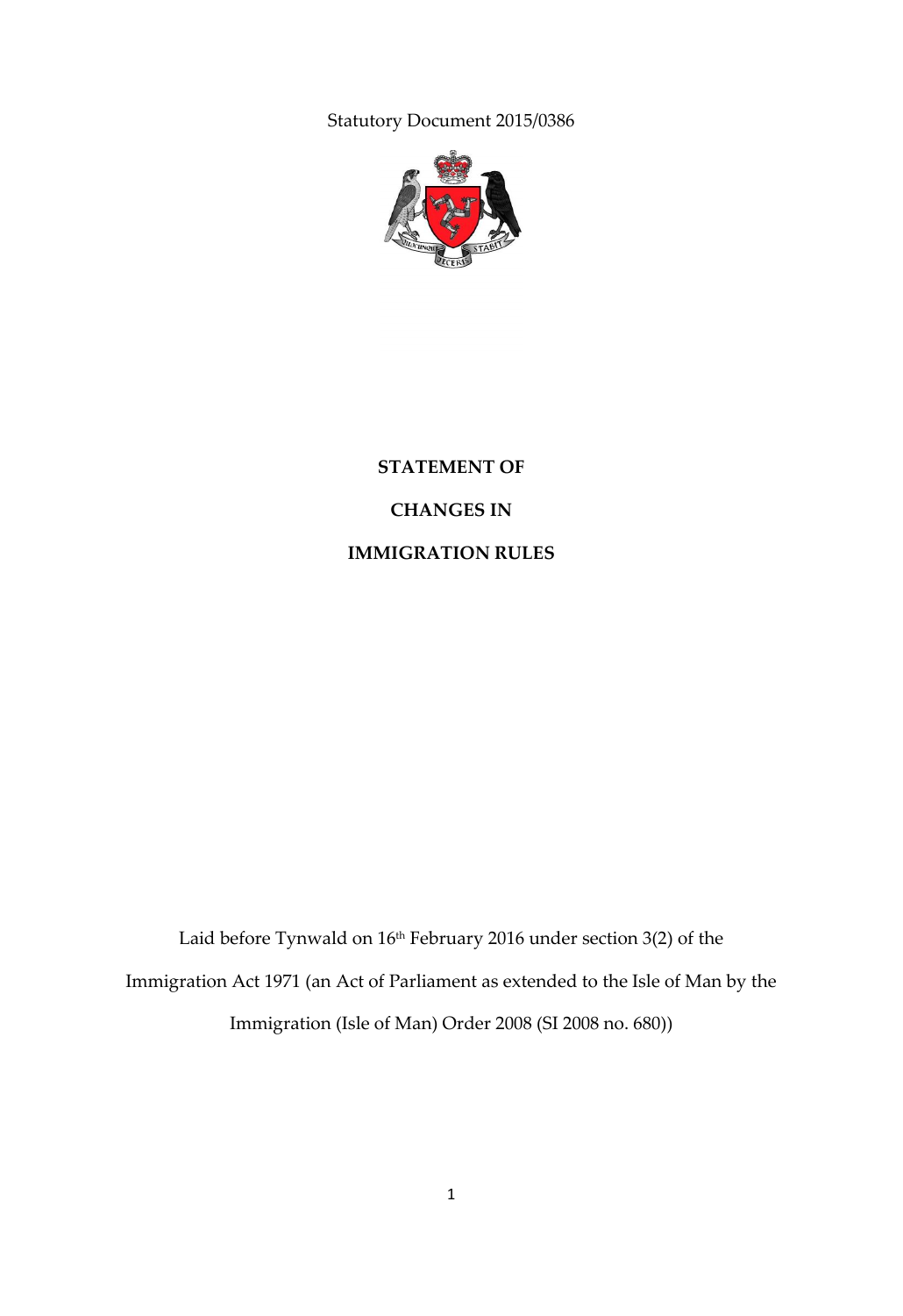Statutory Document 2015/0386

# STATEMENT OF

# CHANGES IN

# IMMIGRATION RULES

Laid before Tynwald on 16th February 2016 under section 3(2) of the Immigration Act 1971 (an Act of Parliament as extended to the Isle of Man by the Immigration (Isle of Man) Order 2008 (SI 2008 no. 680))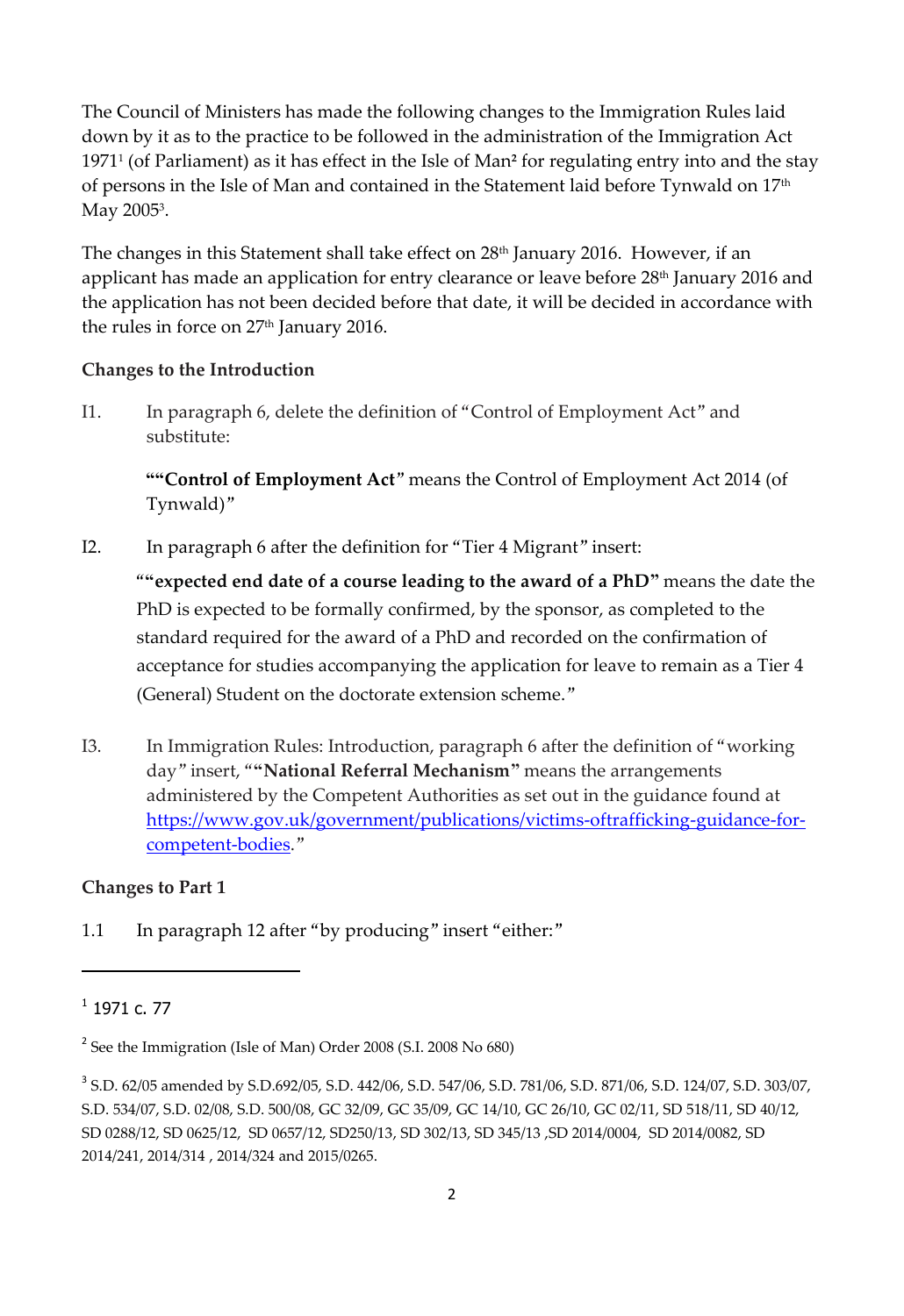The Council of Ministers has made the following changes to the Immigration Rules laid down by it as to the practice to be followed in the administration of the Immigration Act 1971[1] (of Parliament) as it has effect in the Isle of Man[2] for regulating entry into and the stay of persons in the Isle of Man and contained in the Statement laid before Tynwald on 17th May 2005[3].

The changes in this Statement shall take effect on 28th January 2016. However, if an applicant has made an application for entry clearance or leave before 28th January 2016 and the application has not been decided before that date, it will be decided in accordance with the rules in force on 27th January 2016.

**Changes to the Introduction**

I1. In paragraph 6, delete the definition of "Control of Employment Act" and substitute:

> "**"Control of Employment Act"** means the Control of Employment Act 2014 (of Tynwald)"

I2. In paragraph 6 after the definition for "Tier 4 Migrant" insert:

> "**"expected end date of a course leading to the award of a PhD"** means the date the PhD is expected to be formally confirmed, by the sponsor, as completed to the standard required for the award of a PhD and recorded on the confirmation of acceptance for studies accompanying the application for leave to remain as a Tier 4 (General) Student on the doctorate extension scheme."

I3. In Immigration Rules: Introduction, paragraph 6 after the definition of "working day" insert, "**"National Referral Mechanism"** means the arrangements administered by the Competent Authorities as set out in the guidance found at [https://www.gov.uk/government/publications/victims-oftrafficking-guidance-for-competent-bodies](https://www.gov.uk/government/publications/victims-oftrafficking-guidance-for-competent-bodies)."

**Changes to Part 1**

1.1 In paragraph 12 after "by producing" insert "either:"

---

[1] 1971 c. 77

[2] See the Immigration (Isle of Man) Order 2008 (S.I. 2008 No 680)

[3] S.D. 62/05 amended by S.D.692/05, S.D. 442/06, S.D. 547/06, S.D. 781/06, S.D. 871/06, S.D. 124/07, S.D. 303/07, S.D. 534/07, S.D. 02/08, S.D. 500/08, GC 32/09, GC 35/09, GC 14/10, GC 26/10, GC 02/11, SD 518/11, SD 40/12, SD 0288/12, SD 0625/12, SD 0657/12, SD250/13, SD 302/13, SD 345/13 ,SD 2014/0004, SD 2014/0082, SD 2014/241, 2014/314 , 2014/324 and 2015/0265.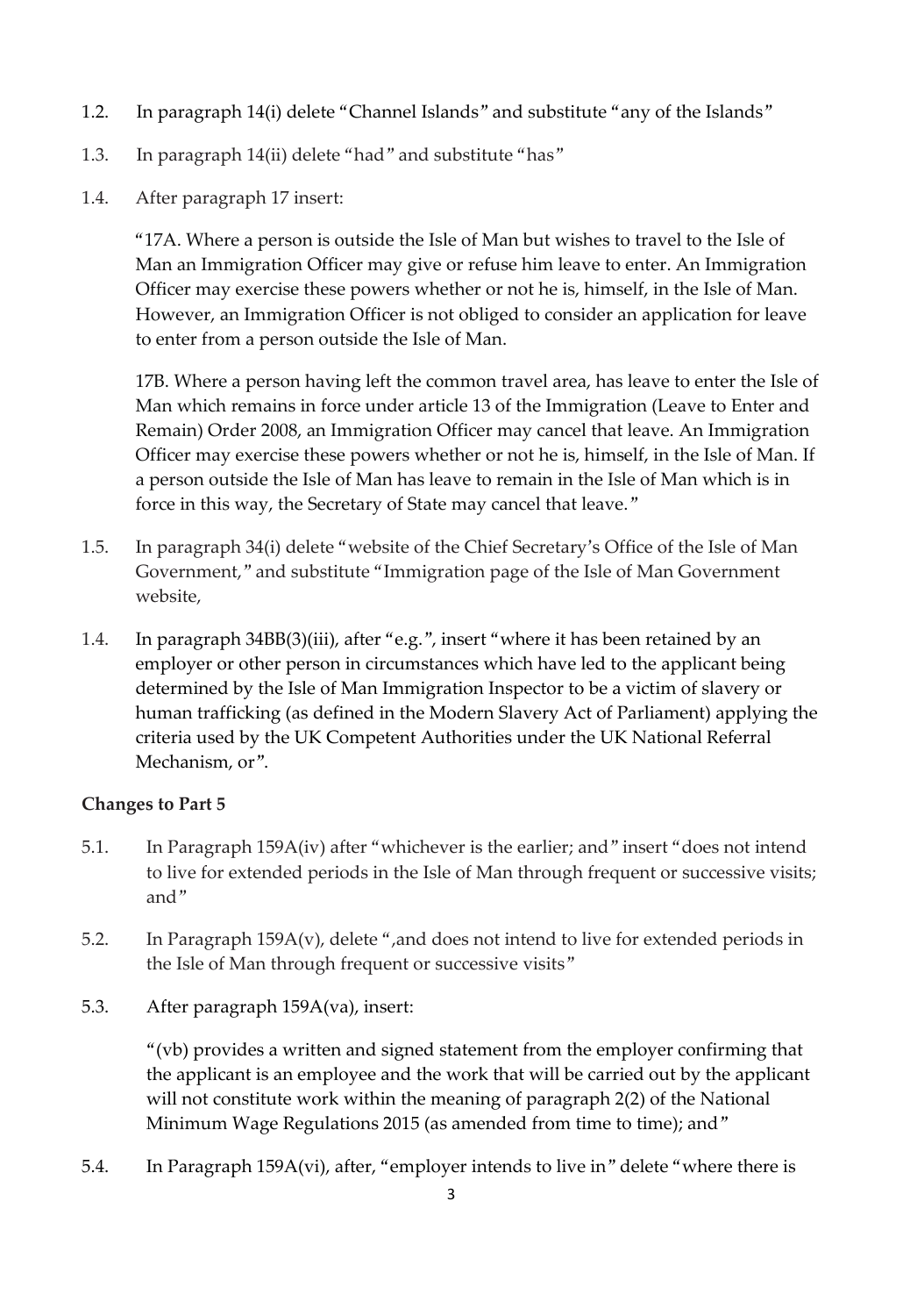1.2. In paragraph 14(i) delete "Channel Islands" and substitute "any of the Islands"

1.3. In paragraph 14(ii) delete "had" and substitute "has"

1.4. After paragraph 17 insert:

> "17A. Where a person is outside the Isle of Man but wishes to travel to the Isle of Man an Immigration Officer may give or refuse him leave to enter. An Immigration Officer may exercise these powers whether or not he is, himself, in the Isle of Man. However, an Immigration Officer is not obliged to consider an application for leave to enter from a person outside the Isle of Man.
>
> 17B. Where a person having left the common travel area, has leave to enter the Isle of Man which remains in force under article 13 of the Immigration (Leave to Enter and Remain) Order 2008, an Immigration Officer may cancel that leave. An Immigration Officer may exercise these powers whether or not he is, himself, in the Isle of Man. If a person outside the Isle of Man has leave to remain in the Isle of Man which is in force in this way, the Secretary of State may cancel that leave."

1.5. In paragraph 34(i) delete "website of the Chief Secretary's Office of the Isle of Man Government," and substitute "Immigration page of the Isle of Man Government website,

1.4. In paragraph 34BB(3)(iii), after "e.g.", insert "where it has been retained by an employer or other person in circumstances which have led to the applicant being determined by the Isle of Man Immigration Inspector to be a victim of slavery or human trafficking (as defined in the Modern Slavery Act of Parliament) applying the criteria used by the UK Competent Authorities under the UK National Referral Mechanism, or".

**Changes to Part 5**

5.1. In Paragraph 159A(iv) after "whichever is the earlier; and" insert "does not intend to live for extended periods in the Isle of Man through frequent or successive visits; and"

5.2. In Paragraph 159A(v), delete ",and does not intend to live for extended periods in the Isle of Man through frequent or successive visits"

5.3. After paragraph 159A(va), insert:

> "(vb) provides a written and signed statement from the employer confirming that the applicant is an employee and the work that will be carried out by the applicant will not constitute work within the meaning of paragraph 2(2) of the National Minimum Wage Regulations 2015 (as amended from time to time); and"

5.4. In Paragraph 159A(vi), after, "employer intends to live in" delete "where there is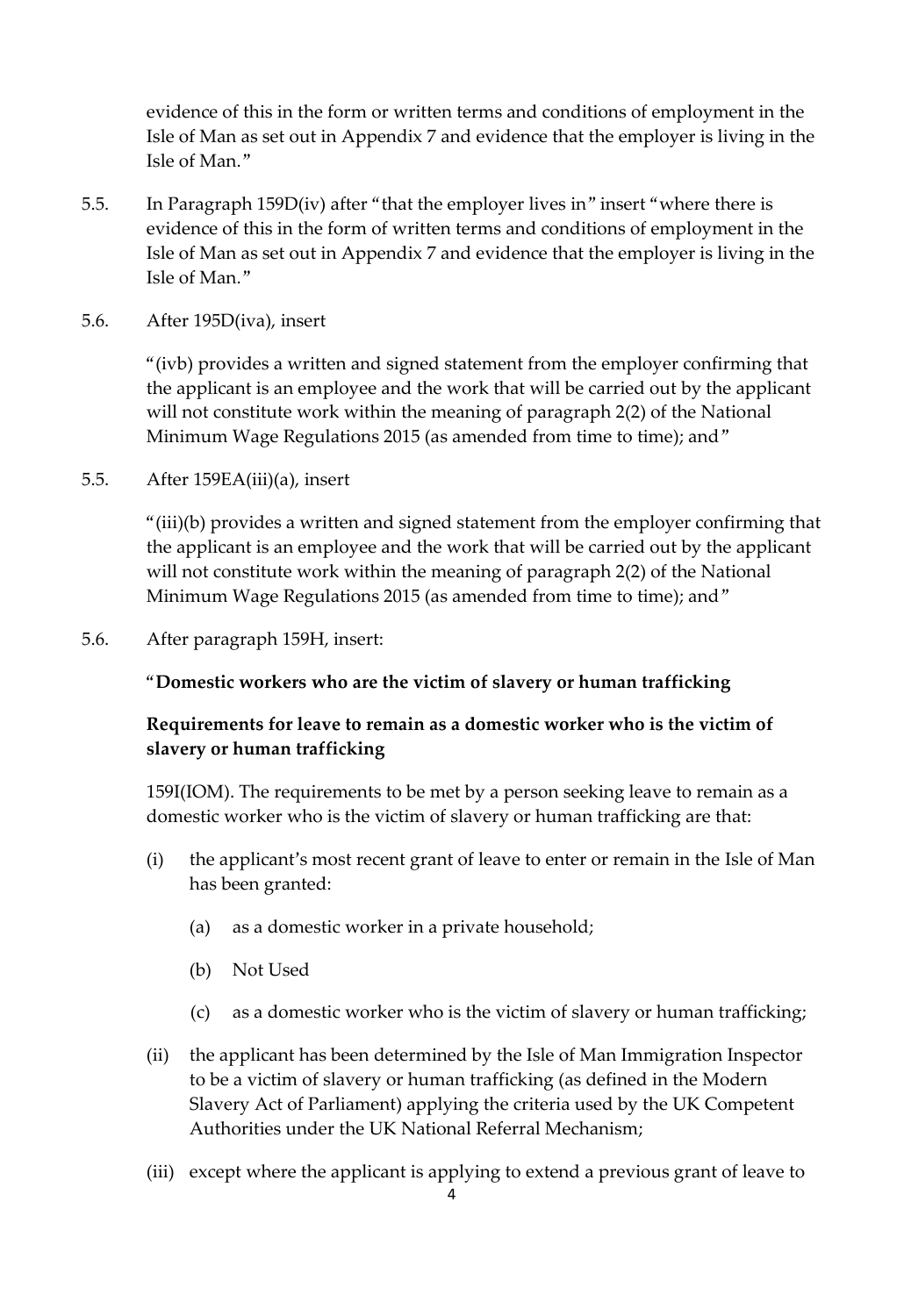evidence of this in the form or written terms and conditions of employment in the Isle of Man as set out in Appendix 7 and evidence that the employer is living in the Isle of Man."

5.5. In Paragraph 159D(iv) after "that the employer lives in" insert "where there is evidence of this in the form of written terms and conditions of employment in the Isle of Man as set out in Appendix 7 and evidence that the employer is living in the Isle of Man."

5.6. After 195D(iva), insert

"(ivb) provides a written and signed statement from the employer confirming that the applicant is an employee and the work that will be carried out by the applicant will not constitute work within the meaning of paragraph 2(2) of the National Minimum Wage Regulations 2015 (as amended from time to time); and"

5.5. After 159EA(iii)(a), insert

"(iii)(b) provides a written and signed statement from the employer confirming that the applicant is an employee and the work that will be carried out by the applicant will not constitute work within the meaning of paragraph 2(2) of the National Minimum Wage Regulations 2015 (as amended from time to time); and"

5.6. After paragraph 159H, insert:

"**Domestic workers who are the victim of slavery or human trafficking**

**Requirements for leave to remain as a domestic worker who is the victim of slavery or human trafficking**

159I(IOM). The requirements to be met by a person seeking leave to remain as a domestic worker who is the victim of slavery or human trafficking are that:

(i) the applicant's most recent grant of leave to enter or remain in the Isle of Man has been granted:

  (a) as a domestic worker in a private household;

  (b) Not Used

  (c) as a domestic worker who is the victim of slavery or human trafficking;

(ii) the applicant has been determined by the Isle of Man Immigration Inspector to be a victim of slavery or human trafficking (as defined in the Modern Slavery Act of Parliament) applying the criteria used by the UK Competent Authorities under the UK National Referral Mechanism;

(iii) except where the applicant is applying to extend a previous grant of leave to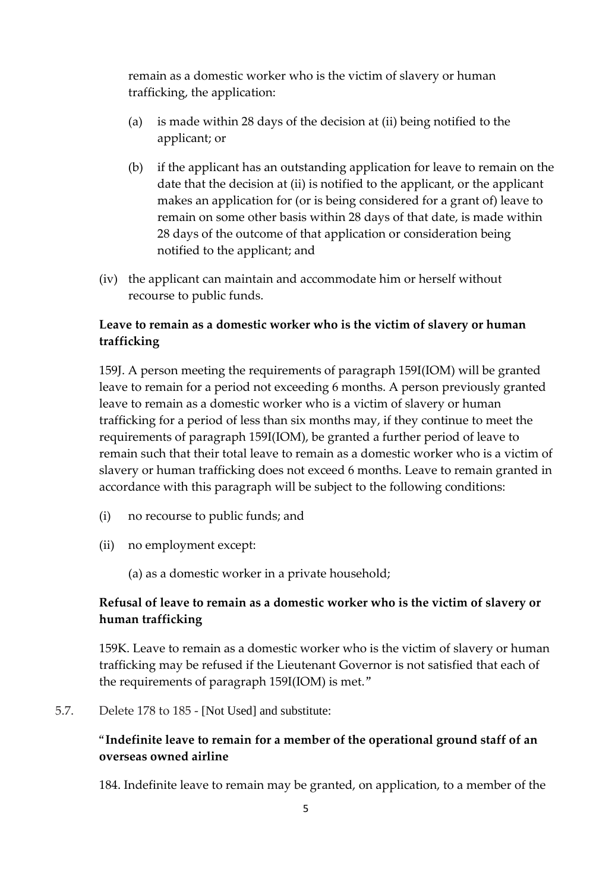remain as a domestic worker who is the victim of slavery or human trafficking, the application:

(a) is made within 28 days of the decision at (ii) being notified to the applicant; or

(b) if the applicant has an outstanding application for leave to remain on the date that the decision at (ii) is notified to the applicant, or the applicant makes an application for (or is being considered for a grant of) leave to remain on some other basis within 28 days of that date, is made within 28 days of the outcome of that application or consideration being notified to the applicant; and

(iv) the applicant can maintain and accommodate him or herself without recourse to public funds.

**Leave to remain as a domestic worker who is the victim of slavery or human trafficking**

159J. A person meeting the requirements of paragraph 159I(IOM) will be granted leave to remain for a period not exceeding 6 months. A person previously granted leave to remain as a domestic worker who is a victim of slavery or human trafficking for a period of less than six months may, if they continue to meet the requirements of paragraph 159I(IOM), be granted a further period of leave to remain such that their total leave to remain as a domestic worker who is a victim of slavery or human trafficking does not exceed 6 months. Leave to remain granted in accordance with this paragraph will be subject to the following conditions:

(i) no recourse to public funds; and

(ii) no employment except:

(a) as a domestic worker in a private household;

**Refusal of leave to remain as a domestic worker who is the victim of slavery or human trafficking**

159K. Leave to remain as a domestic worker who is the victim of slavery or human trafficking may be refused if the Lieutenant Governor is not satisfied that each of the requirements of paragraph 159I(IOM) is met."

5.7. Delete 178 to 185 - [Not Used] and substitute:

"**Indefinite leave to remain for a member of the operational ground staff of an overseas owned airline**

184. Indefinite leave to remain may be granted, on application, to a member of the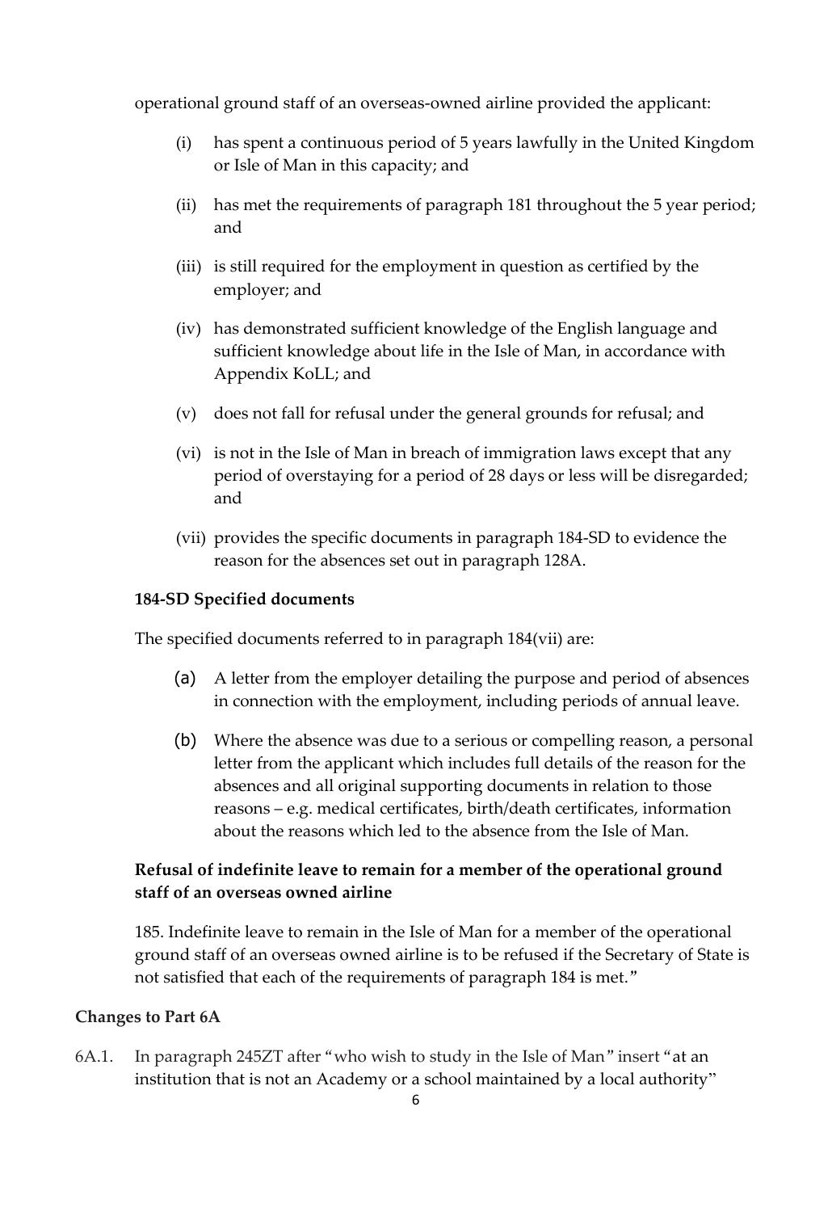operational ground staff of an overseas-owned airline provided the applicant:

(i) has spent a continuous period of 5 years lawfully in the United Kingdom or Isle of Man in this capacity; and

(ii) has met the requirements of paragraph 181 throughout the 5 year period; and

(iii) is still required for the employment in question as certified by the employer; and

(iv) has demonstrated sufficient knowledge of the English language and sufficient knowledge about life in the Isle of Man, in accordance with Appendix KoLL; and

(v) does not fall for refusal under the general grounds for refusal; and

(vi) is not in the Isle of Man in breach of immigration laws except that any period of overstaying for a period of 28 days or less will be disregarded; and

(vii) provides the specific documents in paragraph 184-SD to evidence the reason for the absences set out in paragraph 128A.

**184-SD Specified documents**

The specified documents referred to in paragraph 184(vii) are:

(a) A letter from the employer detailing the purpose and period of absences in connection with the employment, including periods of annual leave.

(b) Where the absence was due to a serious or compelling reason, a personal letter from the applicant which includes full details of the reason for the absences and all original supporting documents in relation to those reasons – e.g. medical certificates, birth/death certificates, information about the reasons which led to the absence from the Isle of Man.

**Refusal of indefinite leave to remain for a member of the operational ground staff of an overseas owned airline**

185. Indefinite leave to remain in the Isle of Man for a member of the operational ground staff of an overseas owned airline is to be refused if the Secretary of State is not satisfied that each of the requirements of paragraph 184 is met."

**Changes to Part 6A**

6A.1. In paragraph 245ZT after "who wish to study in the Isle of Man" insert "at an institution that is not an Academy or a school maintained by a local authority"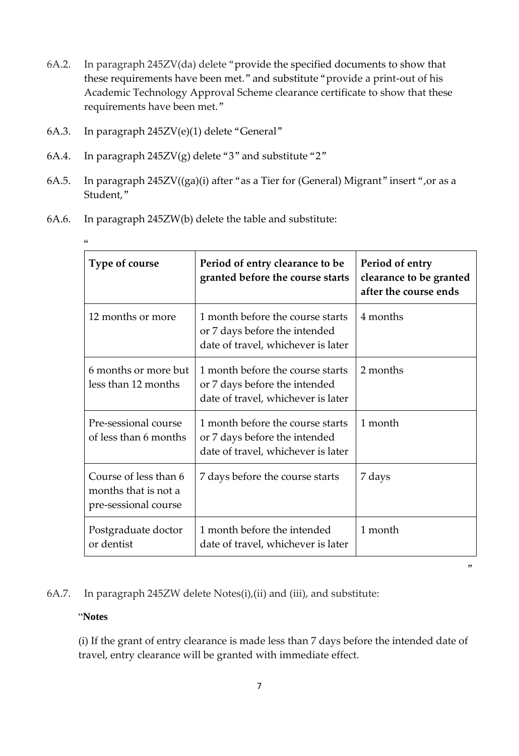6A.2. In paragraph 245ZV(da) delete "provide the specified documents to show that these requirements have been met." and substitute "provide a print-out of his Academic Technology Approval Scheme clearance certificate to show that these requirements have been met."

6A.3. In paragraph 245ZV(e)(1) delete "General"

6A.4. In paragraph 245ZV(g) delete "3" and substitute "2"

6A.5. In paragraph 245ZV((ga)(i) after "as a Tier for (General) Migrant" insert ",or as a Student,"

6A.6. In paragraph 245ZW(b) delete the table and substitute:

"

| Type of course | Period of entry clearance to be granted before the course starts | Period of entry clearance to be granted after the course ends |
|---|---|---|
| 12 months or more | 1 month before the course starts or 7 days before the intended date of travel, whichever is later | 4 months |
| 6 months or more but less than 12 months | 1 month before the course starts or 7 days before the intended date of travel, whichever is later | 2 months |
| Pre-sessional course of less than 6 months | 1 month before the course starts or 7 days before the intended date of travel, whichever is later | 1 month |
| Course of less than 6 months that is not a pre-sessional course | 7 days before the course starts | 7 days |
| Postgraduate doctor or dentist | 1 month before the intended date of travel, whichever is later | 1 month |

"

6A.7. In paragraph 245ZW delete Notes(i),(ii) and (iii), and substitute:

"**Notes**

(i) If the grant of entry clearance is made less than 7 days before the intended date of travel, entry clearance will be granted with immediate effect.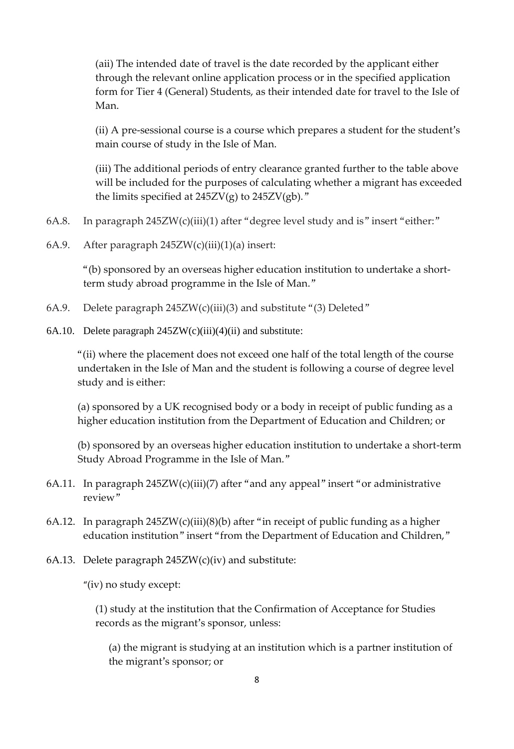(aii) The intended date of travel is the date recorded by the applicant either through the relevant online application process or in the specified application form for Tier 4 (General) Students, as their intended date for travel to the Isle of Man.

(ii) A pre-sessional course is a course which prepares a student for the student's main course of study in the Isle of Man.

(iii) The additional periods of entry clearance granted further to the table above will be included for the purposes of calculating whether a migrant has exceeded the limits specified at 245ZV(g) to 245ZV(gb)."

6A.8. In paragraph 245ZW(c)(iii)(1) after "degree level study and is" insert "either:"

6A.9. After paragraph 245ZW(c)(iii)(1)(a) insert:

"(b) sponsored by an overseas higher education institution to undertake a short-term study abroad programme in the Isle of Man."

6A.9. Delete paragraph 245ZW(c)(iii)(3) and substitute "(3) Deleted"

6A.10. Delete paragraph 245ZW(c)(iii)(4)(ii) and substitute:

"(ii) where the placement does not exceed one half of the total length of the course undertaken in the Isle of Man and the student is following a course of degree level study and is either:

(a) sponsored by a UK recognised body or a body in receipt of public funding as a higher education institution from the Department of Education and Children; or

(b) sponsored by an overseas higher education institution to undertake a short-term Study Abroad Programme in the Isle of Man."

6A.11. In paragraph 245ZW(c)(iii)(7) after "and any appeal" insert "or administrative review"

6A.12. In paragraph 245ZW(c)(iii)(8)(b) after "in receipt of public funding as a higher education institution" insert "from the Department of Education and Children,"

6A.13. Delete paragraph 245ZW(c)(iv) and substitute:

"(iv) no study except:

(1) study at the institution that the Confirmation of Acceptance for Studies records as the migrant's sponsor, unless:

(a) the migrant is studying at an institution which is a partner institution of the migrant's sponsor; or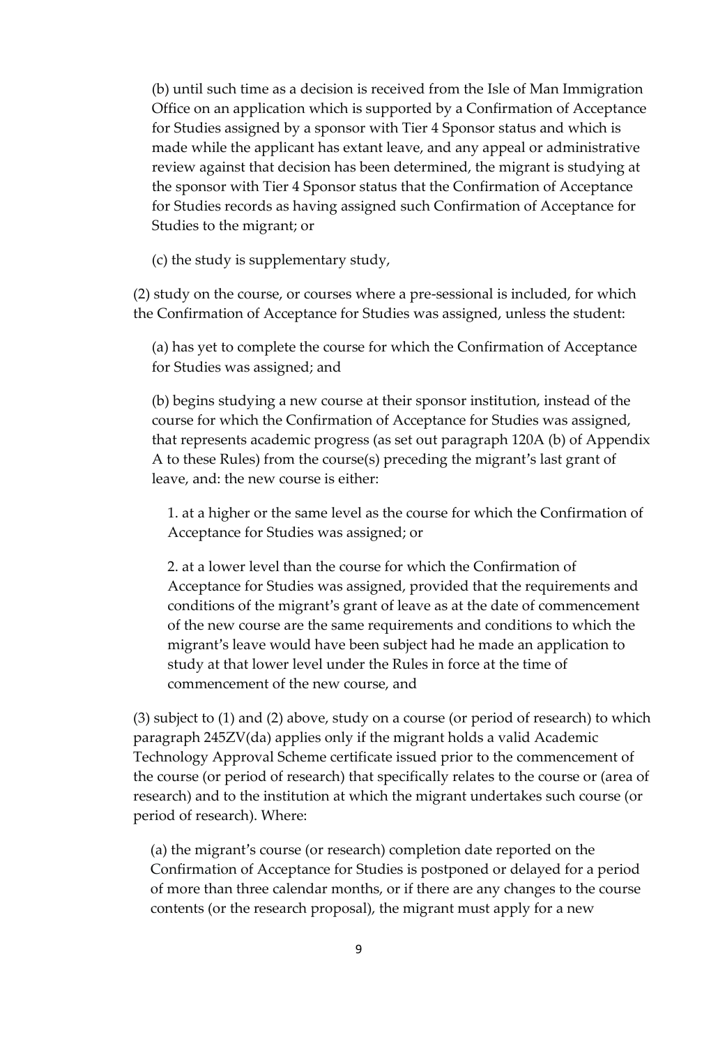(b) until such time as a decision is received from the Isle of Man Immigration Office on an application which is supported by a Confirmation of Acceptance for Studies assigned by a sponsor with Tier 4 Sponsor status and which is made while the applicant has extant leave, and any appeal or administrative review against that decision has been determined, the migrant is studying at the sponsor with Tier 4 Sponsor status that the Confirmation of Acceptance for Studies records as having assigned such Confirmation of Acceptance for Studies to the migrant; or

(c) the study is supplementary study,

(2) study on the course, or courses where a pre-sessional is included, for which the Confirmation of Acceptance for Studies was assigned, unless the student:

(a) has yet to complete the course for which the Confirmation of Acceptance for Studies was assigned; and

(b) begins studying a new course at their sponsor institution, instead of the course for which the Confirmation of Acceptance for Studies was assigned, that represents academic progress (as set out paragraph 120A (b) of Appendix A to these Rules) from the course(s) preceding the migrant's last grant of leave, and: the new course is either:

1. at a higher or the same level as the course for which the Confirmation of Acceptance for Studies was assigned; or

2. at a lower level than the course for which the Confirmation of Acceptance for Studies was assigned, provided that the requirements and conditions of the migrant's grant of leave as at the date of commencement of the new course are the same requirements and conditions to which the migrant's leave would have been subject had he made an application to study at that lower level under the Rules in force at the time of commencement of the new course, and

(3) subject to (1) and (2) above, study on a course (or period of research) to which paragraph 245ZV(da) applies only if the migrant holds a valid Academic Technology Approval Scheme certificate issued prior to the commencement of the course (or period of research) that specifically relates to the course or (area of research) and to the institution at which the migrant undertakes such course (or period of research). Where:

(a) the migrant's course (or research) completion date reported on the Confirmation of Acceptance for Studies is postponed or delayed for a period of more than three calendar months, or if there are any changes to the course contents (or the research proposal), the migrant must apply for a new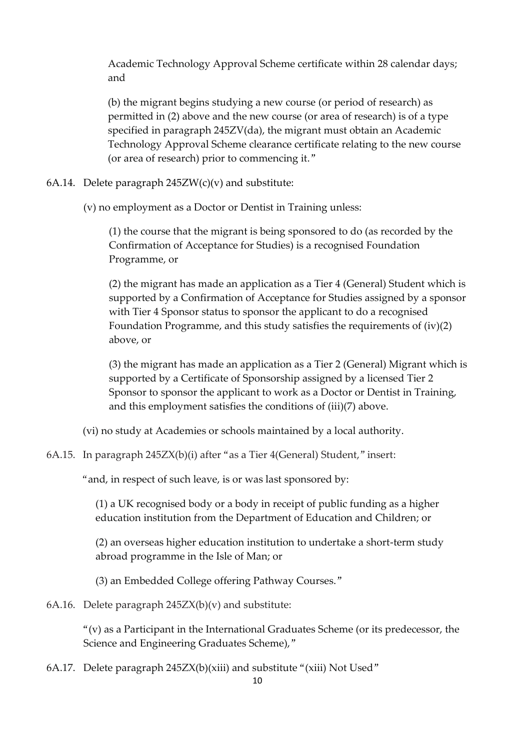Academic Technology Approval Scheme certificate within 28 calendar days; and

(b) the migrant begins studying a new course (or period of research) as permitted in (2) above and the new course (or area of research) is of a type specified in paragraph 245ZV(da), the migrant must obtain an Academic Technology Approval Scheme clearance certificate relating to the new course (or area of research) prior to commencing it."

6A.14. Delete paragraph 245ZW(c)(v) and substitute:

(v) no employment as a Doctor or Dentist in Training unless:

(1) the course that the migrant is being sponsored to do (as recorded by the Confirmation of Acceptance for Studies) is a recognised Foundation Programme, or

(2) the migrant has made an application as a Tier 4 (General) Student which is supported by a Confirmation of Acceptance for Studies assigned by a sponsor with Tier 4 Sponsor status to sponsor the applicant to do a recognised Foundation Programme, and this study satisfies the requirements of (iv)(2) above, or

(3) the migrant has made an application as a Tier 2 (General) Migrant which is supported by a Certificate of Sponsorship assigned by a licensed Tier 2 Sponsor to sponsor the applicant to work as a Doctor or Dentist in Training, and this employment satisfies the conditions of (iii)(7) above.

(vi) no study at Academies or schools maintained by a local authority.

6A.15. In paragraph 245ZX(b)(i) after "as a Tier 4(General) Student," insert:

"and, in respect of such leave, is or was last sponsored by:

(1) a UK recognised body or a body in receipt of public funding as a higher education institution from the Department of Education and Children; or

(2) an overseas higher education institution to undertake a short-term study abroad programme in the Isle of Man; or

(3) an Embedded College offering Pathway Courses."

6A.16. Delete paragraph 245ZX(b)(v) and substitute:

"(v) as a Participant in the International Graduates Scheme (or its predecessor, the Science and Engineering Graduates Scheme),"

6A.17. Delete paragraph 245ZX(b)(xiii) and substitute "(xiii) Not Used"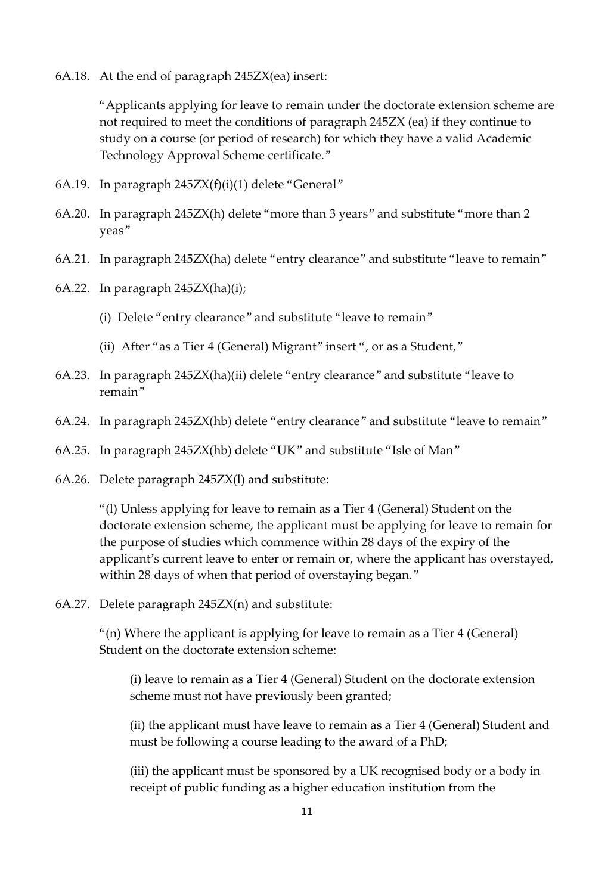6A.18. At the end of paragraph 245ZX(ea) insert:

> "Applicants applying for leave to remain under the doctorate extension scheme are not required to meet the conditions of paragraph 245ZX (ea) if they continue to study on a course (or period of research) for which they have a valid Academic Technology Approval Scheme certificate."

6A.19. In paragraph 245ZX(f)(i)(1) delete "General"

6A.20. In paragraph 245ZX(h) delete "more than 3 years" and substitute "more than 2 yeas"

6A.21. In paragraph 245ZX(ha) delete "entry clearance" and substitute "leave to remain"

6A.22. In paragraph 245ZX(ha)(i);

> (i) Delete "entry clearance" and substitute "leave to remain"
>
> (ii) After "as a Tier 4 (General) Migrant" insert ", or as a Student,"

6A.23. In paragraph 245ZX(ha)(ii) delete "entry clearance" and substitute "leave to remain"

6A.24. In paragraph 245ZX(hb) delete "entry clearance" and substitute "leave to remain"

6A.25. In paragraph 245ZX(hb) delete "UK" and substitute "Isle of Man"

6A.26. Delete paragraph 245ZX(l) and substitute:

> "(l) Unless applying for leave to remain as a Tier 4 (General) Student on the doctorate extension scheme, the applicant must be applying for leave to remain for the purpose of studies which commence within 28 days of the expiry of the applicant's current leave to enter or remain or, where the applicant has overstayed, within 28 days of when that period of overstaying began."

6A.27. Delete paragraph 245ZX(n) and substitute:

> "(n) Where the applicant is applying for leave to remain as a Tier 4 (General) Student on the doctorate extension scheme:
>
> > (i) leave to remain as a Tier 4 (General) Student on the doctorate extension scheme must not have previously been granted;
> >
> > (ii) the applicant must have leave to remain as a Tier 4 (General) Student and must be following a course leading to the award of a PhD;
> >
> > (iii) the applicant must be sponsored by a UK recognised body or a body in receipt of public funding as a higher education institution from the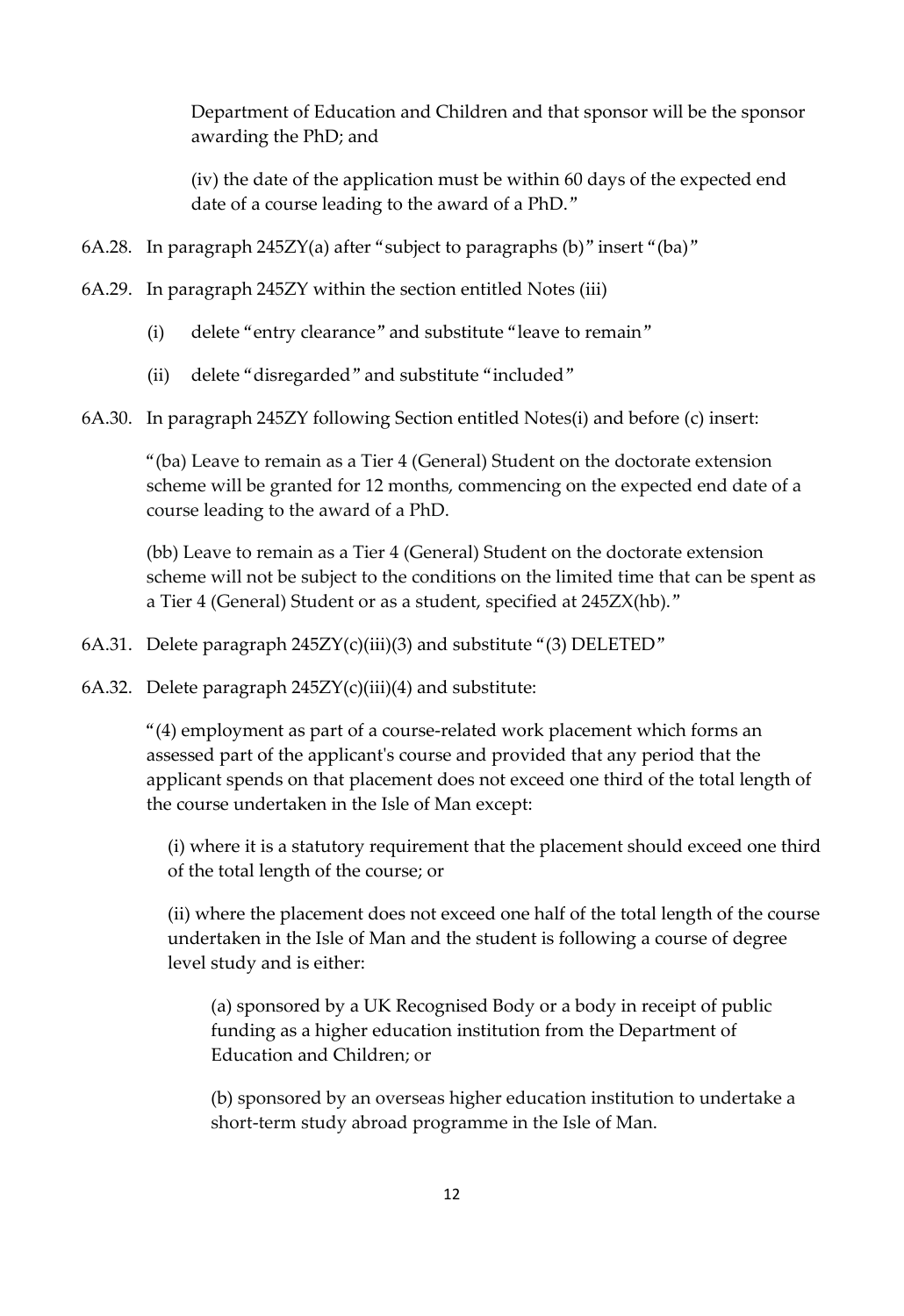Department of Education and Children and that sponsor will be the sponsor awarding the PhD; and

(iv) the date of the application must be within 60 days of the expected end date of a course leading to the award of a PhD."

6A.28. In paragraph 245ZY(a) after "subject to paragraphs (b)" insert "(ba)"

6A.29. In paragraph 245ZY within the section entitled Notes (iii)

(i) delete "entry clearance" and substitute "leave to remain"

(ii) delete "disregarded" and substitute "included"

6A.30. In paragraph 245ZY following Section entitled Notes(i) and before (c) insert:

"(ba) Leave to remain as a Tier 4 (General) Student on the doctorate extension scheme will be granted for 12 months, commencing on the expected end date of a course leading to the award of a PhD.

(bb) Leave to remain as a Tier 4 (General) Student on the doctorate extension scheme will not be subject to the conditions on the limited time that can be spent as a Tier 4 (General) Student or as a student, specified at 245ZX(hb)."

6A.31. Delete paragraph 245ZY(c)(iii)(3) and substitute "(3) DELETED"

6A.32. Delete paragraph 245ZY(c)(iii)(4) and substitute:

"(4) employment as part of a course-related work placement which forms an assessed part of the applicant's course and provided that any period that the applicant spends on that placement does not exceed one third of the total length of the course undertaken in the Isle of Man except:

(i) where it is a statutory requirement that the placement should exceed one third of the total length of the course; or

(ii) where the placement does not exceed one half of the total length of the course undertaken in the Isle of Man and the student is following a course of degree level study and is either:

(a) sponsored by a UK Recognised Body or a body in receipt of public funding as a higher education institution from the Department of Education and Children; or

(b) sponsored by an overseas higher education institution to undertake a short-term study abroad programme in the Isle of Man.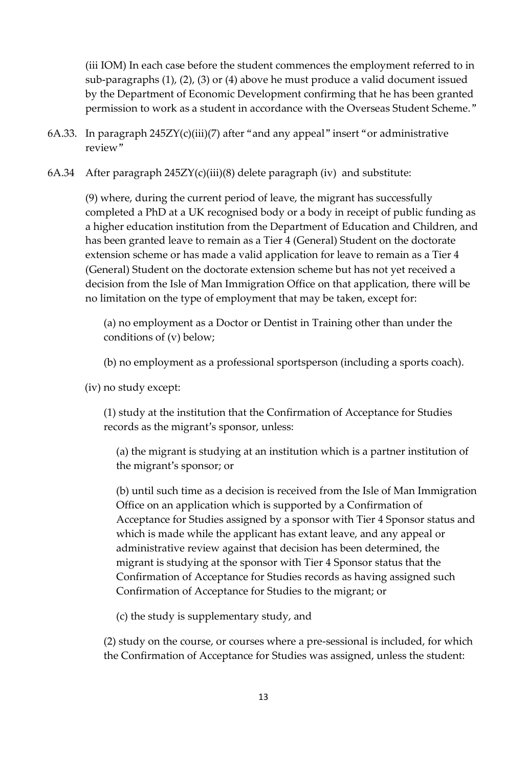(iii IOM) In each case before the student commences the employment referred to in sub-paragraphs (1), (2), (3) or (4) above he must produce a valid document issued by the Department of Economic Development confirming that he has been granted permission to work as a student in accordance with the Overseas Student Scheme."

6A.33. In paragraph 245ZY(c)(iii)(7) after "and any appeal" insert "or administrative review"

6A.34 After paragraph 245ZY(c)(iii)(8) delete paragraph (iv) and substitute:

> (9) where, during the current period of leave, the migrant has successfully completed a PhD at a UK recognised body or a body in receipt of public funding as a higher education institution from the Department of Education and Children, and has been granted leave to remain as a Tier 4 (General) Student on the doctorate extension scheme or has made a valid application for leave to remain as a Tier 4 (General) Student on the doctorate extension scheme but has not yet received a decision from the Isle of Man Immigration Office on that application, there will be no limitation on the type of employment that may be taken, except for:
>
> > (a) no employment as a Doctor or Dentist in Training other than under the conditions of (v) below;
> >
> > (b) no employment as a professional sportsperson (including a sports coach).
>
> (iv) no study except:
>
> > (1) study at the institution that the Confirmation of Acceptance for Studies records as the migrant's sponsor, unless:
> >
> > > (a) the migrant is studying at an institution which is a partner institution of the migrant's sponsor; or
> > >
> > > (b) until such time as a decision is received from the Isle of Man Immigration Office on an application which is supported by a Confirmation of Acceptance for Studies assigned by a sponsor with Tier 4 Sponsor status and which is made while the applicant has extant leave, and any appeal or administrative review against that decision has been determined, the migrant is studying at the sponsor with Tier 4 Sponsor status that the Confirmation of Acceptance for Studies records as having assigned such Confirmation of Acceptance for Studies to the migrant; or
> > >
> > > (c) the study is supplementary study, and
> >
> > (2) study on the course, or courses where a pre-sessional is included, for which the Confirmation of Acceptance for Studies was assigned, unless the student: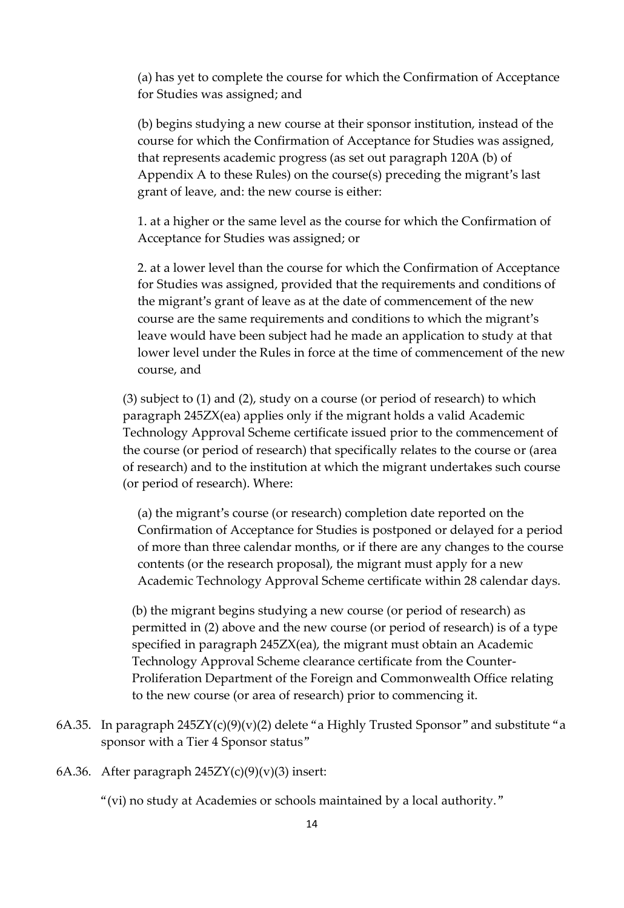(a) has yet to complete the course for which the Confirmation of Acceptance for Studies was assigned; and

(b) begins studying a new course at their sponsor institution, instead of the course for which the Confirmation of Acceptance for Studies was assigned, that represents academic progress (as set out paragraph 120A (b) of Appendix A to these Rules) on the course(s) preceding the migrant's last grant of leave, and: the new course is either:

1. at a higher or the same level as the course for which the Confirmation of Acceptance for Studies was assigned; or

2. at a lower level than the course for which the Confirmation of Acceptance for Studies was assigned, provided that the requirements and conditions of the migrant's grant of leave as at the date of commencement of the new course are the same requirements and conditions to which the migrant's leave would have been subject had he made an application to study at that lower level under the Rules in force at the time of commencement of the new course, and

(3) subject to (1) and (2), study on a course (or period of research) to which paragraph 245ZX(ea) applies only if the migrant holds a valid Academic Technology Approval Scheme certificate issued prior to the commencement of the course (or period of research) that specifically relates to the course or (area of research) and to the institution at which the migrant undertakes such course (or period of research). Where:

(a) the migrant's course (or research) completion date reported on the Confirmation of Acceptance for Studies is postponed or delayed for a period of more than three calendar months, or if there are any changes to the course contents (or the research proposal), the migrant must apply for a new Academic Technology Approval Scheme certificate within 28 calendar days.

(b) the migrant begins studying a new course (or period of research) as permitted in (2) above and the new course (or period of research) is of a type specified in paragraph 245ZX(ea), the migrant must obtain an Academic Technology Approval Scheme clearance certificate from the Counter-Proliferation Department of the Foreign and Commonwealth Office relating to the new course (or area of research) prior to commencing it.

6A.35. In paragraph 245ZY(c)(9)(v)(2) delete "a Highly Trusted Sponsor" and substitute "a sponsor with a Tier 4 Sponsor status"

6A.36. After paragraph 245ZY(c)(9)(v)(3) insert:

"(vi) no study at Academies or schools maintained by a local authority."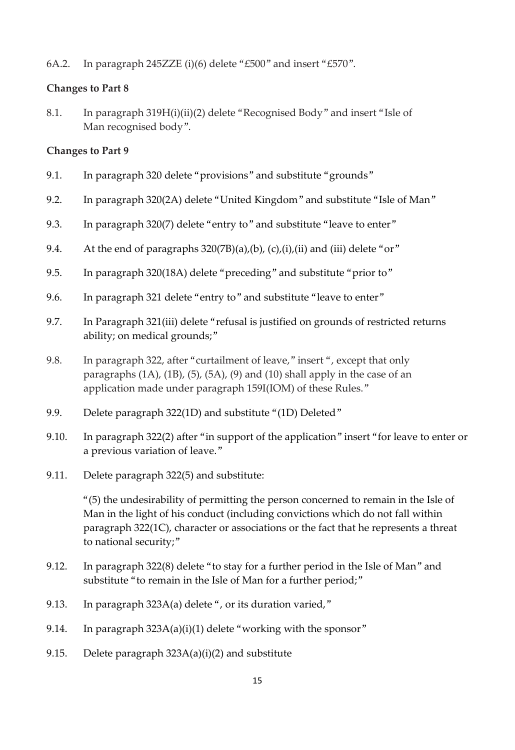6A.2. In paragraph 245ZZE (i)(6) delete "£500" and insert "£570".

**Changes to Part 8**

8.1. In paragraph 319H(i)(ii)(2) delete "Recognised Body" and insert "Isle of Man recognised body".

**Changes to Part 9**

9.1. In paragraph 320 delete "provisions" and substitute "grounds"

9.2. In paragraph 320(2A) delete "United Kingdom" and substitute "Isle of Man"

9.3. In paragraph 320(7) delete "entry to" and substitute "leave to enter"

9.4. At the end of paragraphs 320(7B)(a),(b), (c),(i),(ii) and (iii) delete "or"

9.5. In paragraph 320(18A) delete "preceding" and substitute "prior to"

9.6. In paragraph 321 delete "entry to" and substitute "leave to enter"

9.7. In Paragraph 321(iii) delete "refusal is justified on grounds of restricted returns ability; on medical grounds;"

9.8. In paragraph 322, after "curtailment of leave," insert ", except that only paragraphs (1A), (1B), (5), (5A), (9) and (10) shall apply in the case of an application made under paragraph 159I(IOM) of these Rules."

9.9. Delete paragraph 322(1D) and substitute "(1D) Deleted"

9.10. In paragraph 322(2) after "in support of the application" insert "for leave to enter or a previous variation of leave."

9.11. Delete paragraph 322(5) and substitute:

"(5) the undesirability of permitting the person concerned to remain in the Isle of Man in the light of his conduct (including convictions which do not fall within paragraph 322(1C), character or associations or the fact that he represents a threat to national security;"

9.12. In paragraph 322(8) delete "to stay for a further period in the Isle of Man" and substitute "to remain in the Isle of Man for a further period;"

9.13. In paragraph 323A(a) delete ", or its duration varied,"

9.14. In paragraph 323A(a)(i)(1) delete "working with the sponsor"

9.15. Delete paragraph 323A(a)(i)(2) and substitute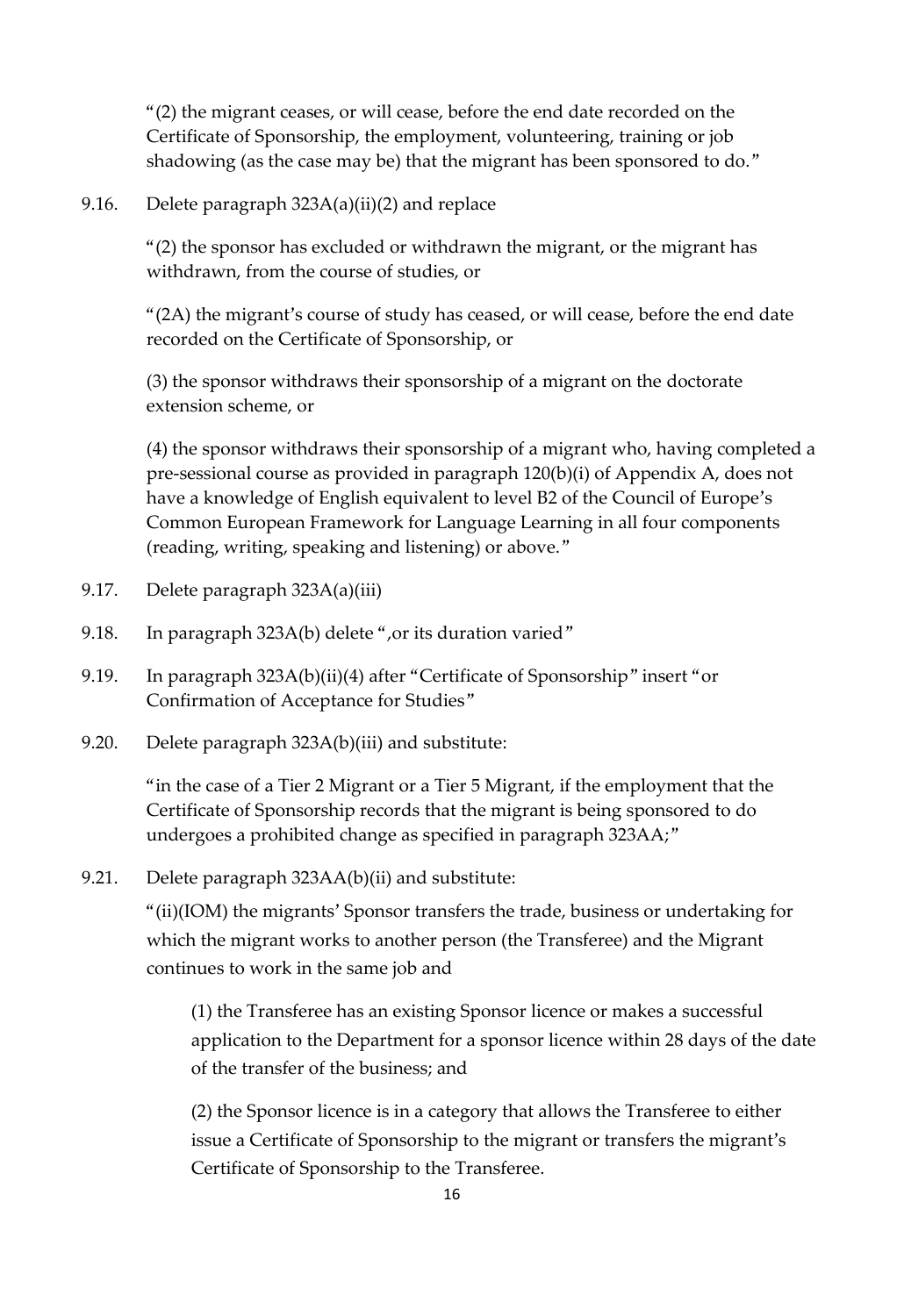"(2) the migrant ceases, or will cease, before the end date recorded on the Certificate of Sponsorship, the employment, volunteering, training or job shadowing (as the case may be) that the migrant has been sponsored to do."

9.16. Delete paragraph 323A(a)(ii)(2) and replace

"(2) the sponsor has excluded or withdrawn the migrant, or the migrant has withdrawn, from the course of studies, or

"(2A) the migrant's course of study has ceased, or will cease, before the end date recorded on the Certificate of Sponsorship, or

(3) the sponsor withdraws their sponsorship of a migrant on the doctorate extension scheme, or

(4) the sponsor withdraws their sponsorship of a migrant who, having completed a pre-sessional course as provided in paragraph 120(b)(i) of Appendix A, does not have a knowledge of English equivalent to level B2 of the Council of Europe's Common European Framework for Language Learning in all four components (reading, writing, speaking and listening) or above."

9.17. Delete paragraph 323A(a)(iii)

9.18. In paragraph 323A(b) delete ",or its duration varied"

9.19. In paragraph 323A(b)(ii)(4) after "Certificate of Sponsorship" insert "or Confirmation of Acceptance for Studies"

9.20. Delete paragraph 323A(b)(iii) and substitute:

"in the case of a Tier 2 Migrant or a Tier 5 Migrant, if the employment that the Certificate of Sponsorship records that the migrant is being sponsored to do undergoes a prohibited change as specified in paragraph 323AA;"

9.21. Delete paragraph 323AA(b)(ii) and substitute:

"(ii)(IOM) the migrants' Sponsor transfers the trade, business or undertaking for which the migrant works to another person (the Transferee) and the Migrant continues to work in the same job and

(1) the Transferee has an existing Sponsor licence or makes a successful application to the Department for a sponsor licence within 28 days of the date of the transfer of the business; and

(2) the Sponsor licence is in a category that allows the Transferee to either issue a Certificate of Sponsorship to the migrant or transfers the migrant's Certificate of Sponsorship to the Transferee.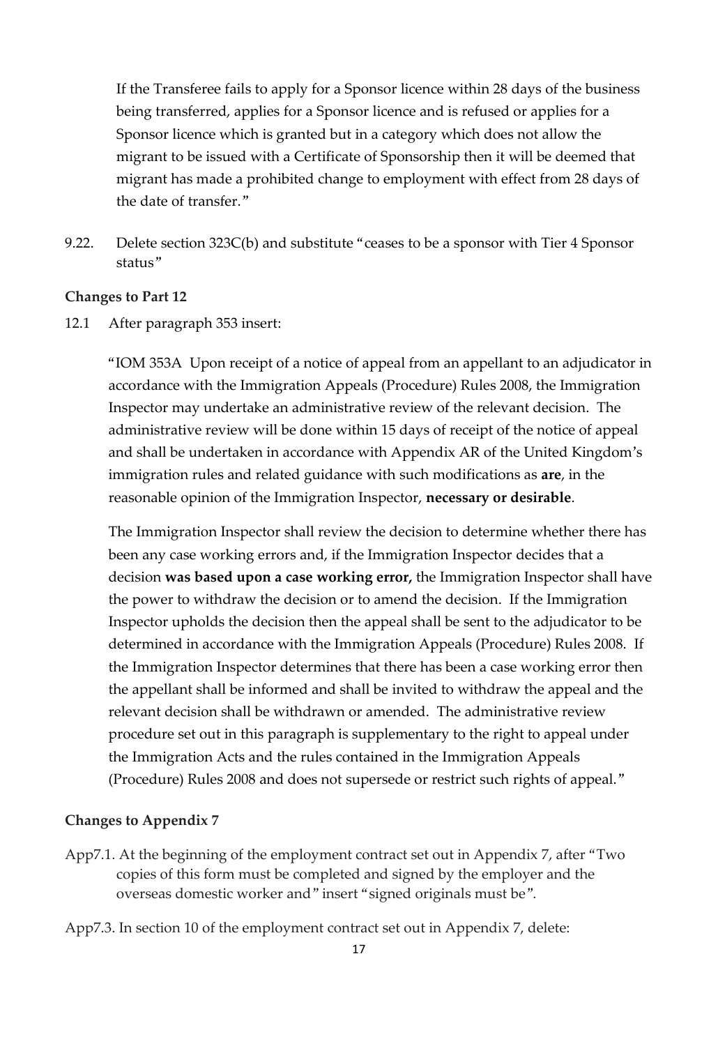If the Transferee fails to apply for a Sponsor licence within 28 days of the business being transferred, applies for a Sponsor licence and is refused or applies for a Sponsor licence which is granted but in a category which does not allow the migrant to be issued with a Certificate of Sponsorship then it will be deemed that migrant has made a prohibited change to employment with effect from 28 days of the date of transfer."

9.22. Delete section 323C(b) and substitute "ceases to be a sponsor with Tier 4 Sponsor status"

**Changes to Part 12**

12.1 After paragraph 353 insert:

"IOM 353A Upon receipt of a notice of appeal from an appellant to an adjudicator in accordance with the Immigration Appeals (Procedure) Rules 2008, the Immigration Inspector may undertake an administrative review of the relevant decision. The administrative review will be done within 15 days of receipt of the notice of appeal and shall be undertaken in accordance with Appendix AR of the United Kingdom's immigration rules and related guidance with such modifications as **are**, in the reasonable opinion of the Immigration Inspector, **necessary or desirable**.

The Immigration Inspector shall review the decision to determine whether there has been any case working errors and, if the Immigration Inspector decides that a decision **was based upon a case working error,** the Immigration Inspector shall have the power to withdraw the decision or to amend the decision. If the Immigration Inspector upholds the decision then the appeal shall be sent to the adjudicator to be determined in accordance with the Immigration Appeals (Procedure) Rules 2008. If the Immigration Inspector determines that there has been a case working error then the appellant shall be informed and shall be invited to withdraw the appeal and the relevant decision shall be withdrawn or amended. The administrative review procedure set out in this paragraph is supplementary to the right to appeal under the Immigration Acts and the rules contained in the Immigration Appeals (Procedure) Rules 2008 and does not supersede or restrict such rights of appeal."

**Changes to Appendix 7**

App7.1. At the beginning of the employment contract set out in Appendix 7, after "Two copies of this form must be completed and signed by the employer and the overseas domestic worker and" insert "signed originals must be".

App7.3. In section 10 of the employment contract set out in Appendix 7, delete: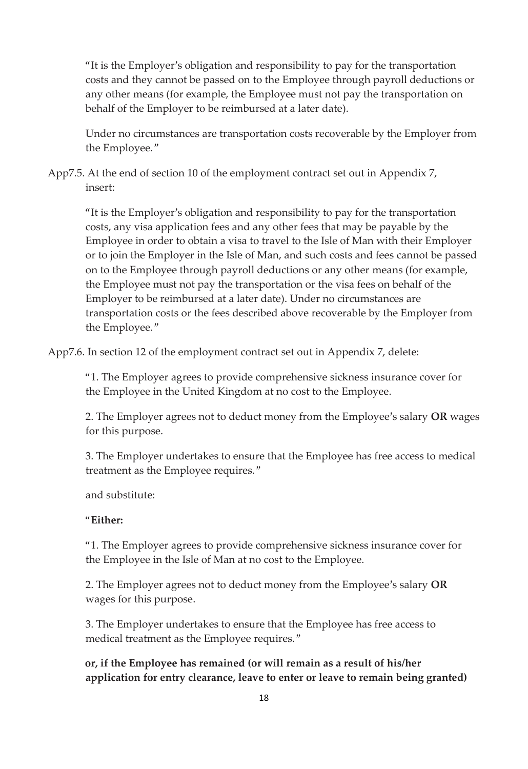"It is the Employer's obligation and responsibility to pay for the transportation costs and they cannot be passed on to the Employee through payroll deductions or any other means (for example, the Employee must not pay the transportation on behalf of the Employer to be reimbursed at a later date).

Under no circumstances are transportation costs recoverable by the Employer from the Employee."

App7.5. At the end of section 10 of the employment contract set out in Appendix 7, insert:

"It is the Employer's obligation and responsibility to pay for the transportation costs, any visa application fees and any other fees that may be payable by the Employee in order to obtain a visa to travel to the Isle of Man with their Employer or to join the Employer in the Isle of Man, and such costs and fees cannot be passed on to the Employee through payroll deductions or any other means (for example, the Employee must not pay the transportation or the visa fees on behalf of the Employer to be reimbursed at a later date). Under no circumstances are transportation costs or the fees described above recoverable by the Employer from the Employee."

App7.6. In section 12 of the employment contract set out in Appendix 7, delete:

"1. The Employer agrees to provide comprehensive sickness insurance cover for the Employee in the United Kingdom at no cost to the Employee.

2. The Employer agrees not to deduct money from the Employee's salary **OR** wages for this purpose.

3. The Employer undertakes to ensure that the Employee has free access to medical treatment as the Employee requires."

and substitute:

"**Either:**

"1. The Employer agrees to provide comprehensive sickness insurance cover for the Employee in the Isle of Man at no cost to the Employee.

2. The Employer agrees not to deduct money from the Employee's salary **OR** wages for this purpose.

3. The Employer undertakes to ensure that the Employee has free access to medical treatment as the Employee requires."

**or, if the Employee has remained (or will remain as a result of his/her application for entry clearance, leave to enter or leave to remain being granted)**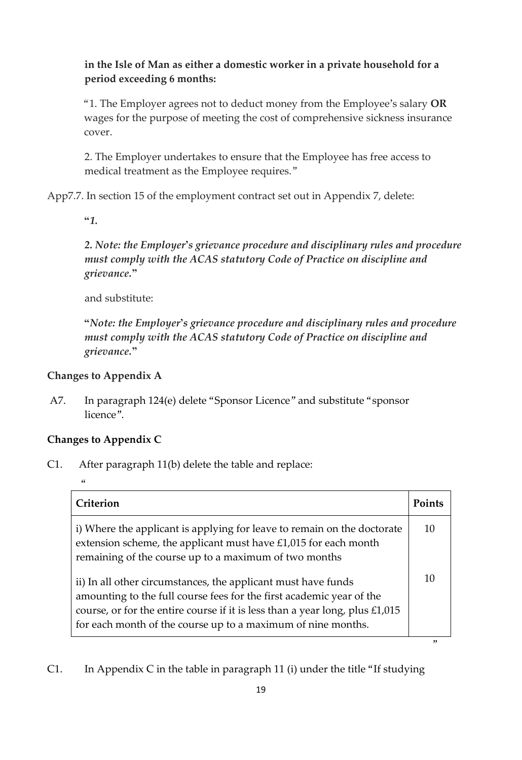**in the Isle of Man as either a domestic worker in a private household for a period exceeding 6 months:**

"1. The Employer agrees not to deduct money from the Employee's salary **OR** wages for the purpose of meeting the cost of comprehensive sickness insurance cover.

2. The Employer undertakes to ensure that the Employee has free access to medical treatment as the Employee requires."

App7.7. In section 15 of the employment contract set out in Appendix 7, delete:

"*1.*

***2. Note: the Employer's grievance procedure and disciplinary rules and procedure must comply with the ACAS statutory Code of Practice on discipline and grievance.***"

and substitute:

"***Note: the Employer's grievance procedure and disciplinary rules and procedure must comply with the ACAS statutory Code of Practice on discipline and grievance.***"

**Changes to Appendix A**

A7. In paragraph 124(e) delete "Sponsor Licence" and substitute "sponsor licence".

**Changes to Appendix C**

C1. After paragraph 11(b) delete the table and replace:

"

| Criterion | Points |
|---|---|
| i) Where the applicant is applying for leave to remain on the doctorate extension scheme, the applicant must have £1,015 for each month remaining of the course up to a maximum of two months | 10 |
| ii) In all other circumstances, the applicant must have funds amounting to the full course fees for the first academic year of the course, or for the entire course if it is less than a year long, plus £1,015 for each month of the course up to a maximum of nine months. | 10 |

"

C1. In Appendix C in the table in paragraph 11 (i) under the title "If studying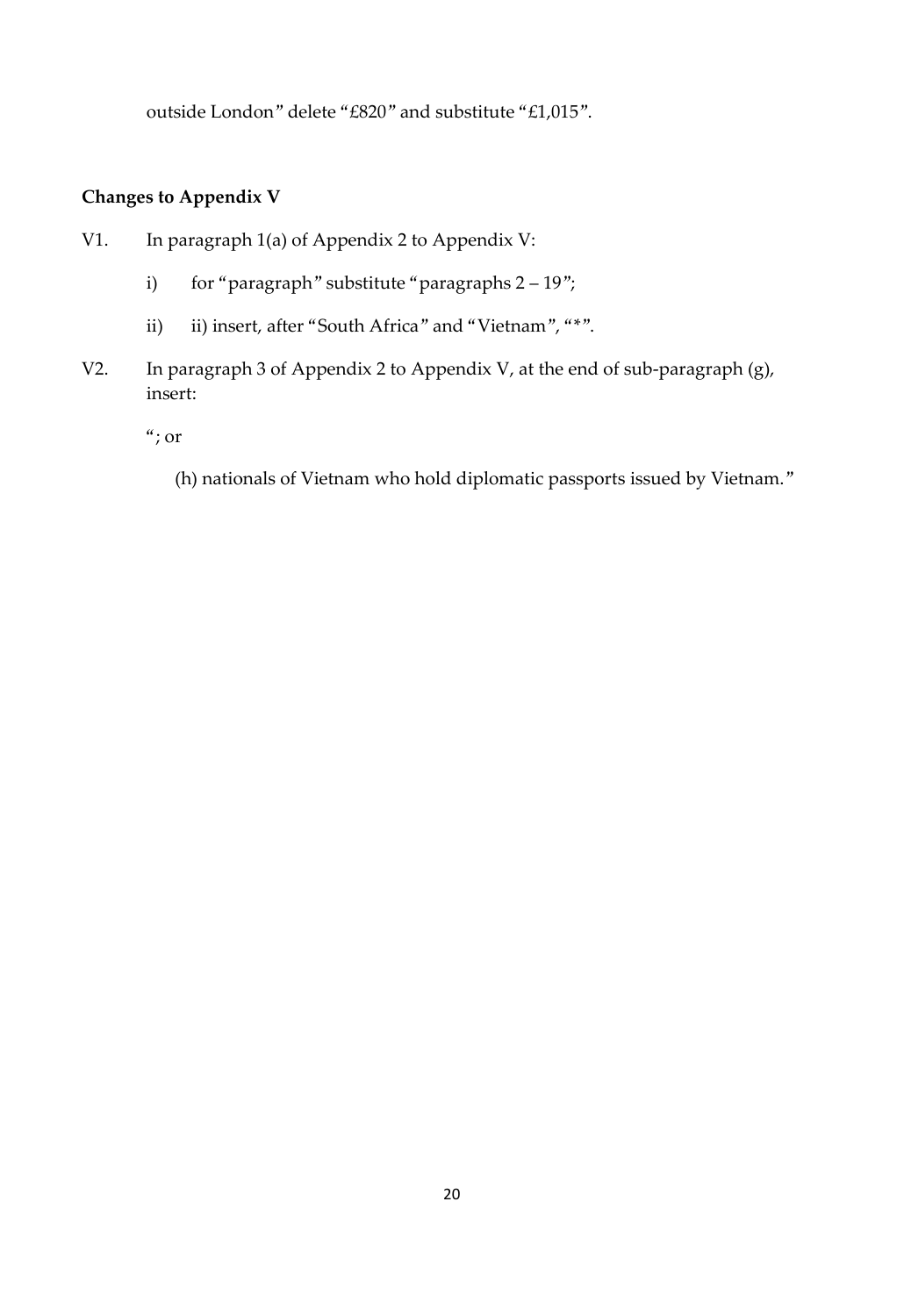outside London" delete "£820" and substitute "£1,015".

**Changes to Appendix V**

V1. In paragraph 1(a) of Appendix 2 to Appendix V:

i) for "paragraph" substitute "paragraphs 2 – 19";

ii) ii) insert, after "South Africa" and "Vietnam", "*".

V2. In paragraph 3 of Appendix 2 to Appendix V, at the end of sub-paragraph (g), insert:

"; or

(h) nationals of Vietnam who hold diplomatic passports issued by Vietnam."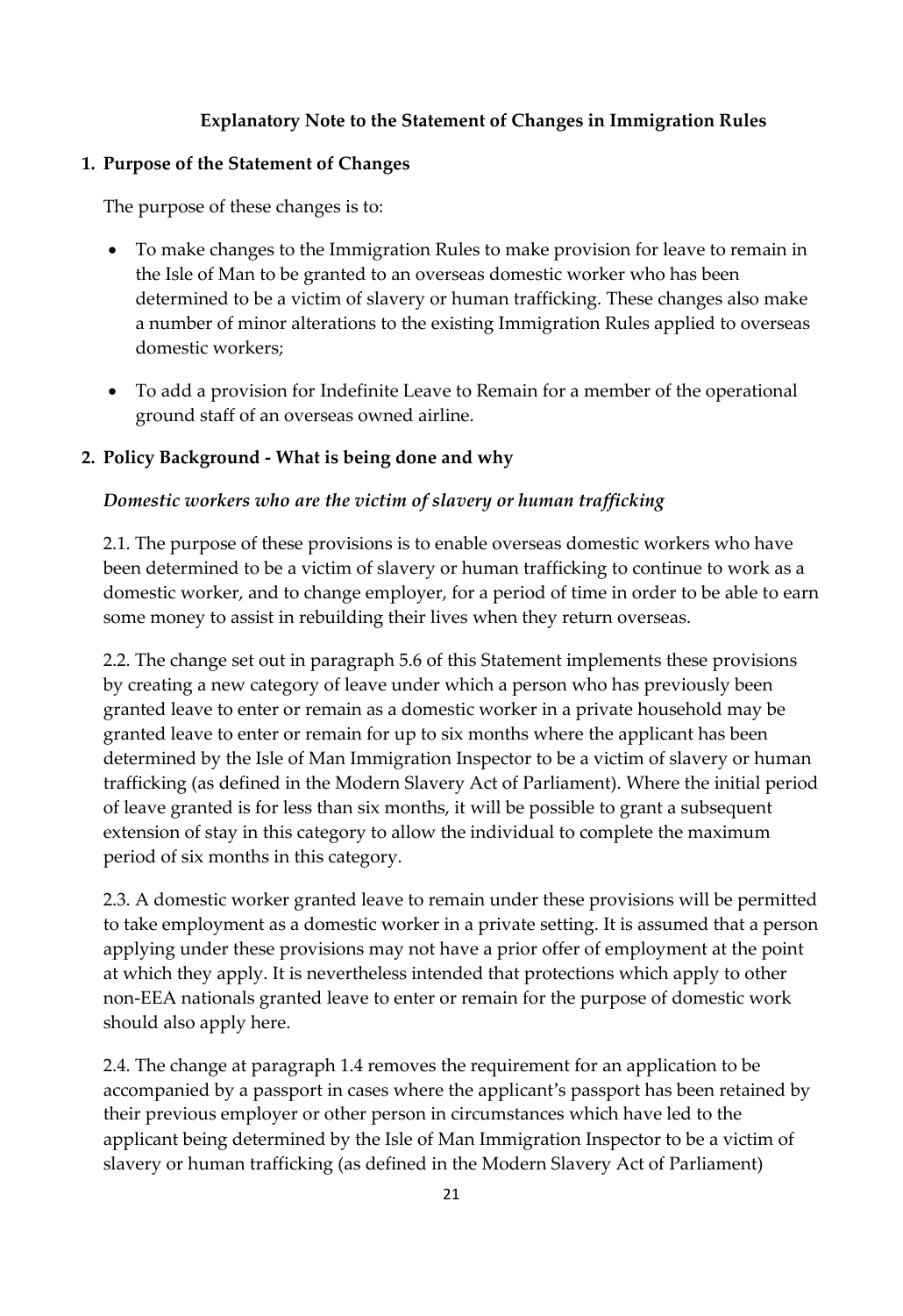**Explanatory Note to the Statement of Changes in Immigration Rules**

**1. Purpose of the Statement of Changes**

The purpose of these changes is to:

- To make changes to the Immigration Rules to make provision for leave to remain in the Isle of Man to be granted to an overseas domestic worker who has been determined to be a victim of slavery or human trafficking. These changes also make a number of minor alterations to the existing Immigration Rules applied to overseas domestic workers;
- To add a provision for Indefinite Leave to Remain for a member of the operational ground staff of an overseas owned airline.

**2. Policy Background - What is being done and why**

***Domestic workers who are the victim of slavery or human trafficking***

2.1. The purpose of these provisions is to enable overseas domestic workers who have been determined to be a victim of slavery or human trafficking to continue to work as a domestic worker, and to change employer, for a period of time in order to be able to earn some money to assist in rebuilding their lives when they return overseas.

2.2. The change set out in paragraph 5.6 of this Statement implements these provisions by creating a new category of leave under which a person who has previously been granted leave to enter or remain as a domestic worker in a private household may be granted leave to enter or remain for up to six months where the applicant has been determined by the Isle of Man Immigration Inspector to be a victim of slavery or human trafficking (as defined in the Modern Slavery Act of Parliament). Where the initial period of leave granted is for less than six months, it will be possible to grant a subsequent extension of stay in this category to allow the individual to complete the maximum period of six months in this category.

2.3. A domestic worker granted leave to remain under these provisions will be permitted to take employment as a domestic worker in a private setting. It is assumed that a person applying under these provisions may not have a prior offer of employment at the point at which they apply. It is nevertheless intended that protections which apply to other non-EEA nationals granted leave to enter or remain for the purpose of domestic work should also apply here.

2.4. The change at paragraph 1.4 removes the requirement for an application to be accompanied by a passport in cases where the applicant's passport has been retained by their previous employer or other person in circumstances which have led to the applicant being determined by the Isle of Man Immigration Inspector to be a victim of slavery or human trafficking (as defined in the Modern Slavery Act of Parliament)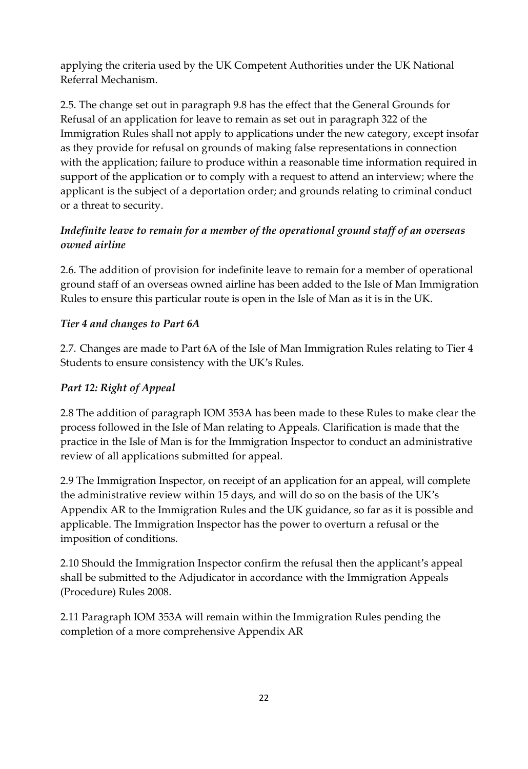applying the criteria used by the UK Competent Authorities under the UK National Referral Mechanism.

2.5. The change set out in paragraph 9.8 has the effect that the General Grounds for Refusal of an application for leave to remain as set out in paragraph 322 of the Immigration Rules shall not apply to applications under the new category, except insofar as they provide for refusal on grounds of making false representations in connection with the application; failure to produce within a reasonable time information required in support of the application or to comply with a request to attend an interview; where the applicant is the subject of a deportation order; and grounds relating to criminal conduct or a threat to security.

### *Indefinite leave to remain for a member of the operational ground staff of an overseas owned airline*

2.6. The addition of provision for indefinite leave to remain for a member of operational ground staff of an overseas owned airline has been added to the Isle of Man Immigration Rules to ensure this particular route is open in the Isle of Man as it is in the UK.

### *Tier 4 and changes to Part 6A*

2.7. Changes are made to Part 6A of the Isle of Man Immigration Rules relating to Tier 4 Students to ensure consistency with the UK's Rules.

### *Part 12: Right of Appeal*

2.8 The addition of paragraph IOM 353A has been made to these Rules to make clear the process followed in the Isle of Man relating to Appeals. Clarification is made that the practice in the Isle of Man is for the Immigration Inspector to conduct an administrative review of all applications submitted for appeal.

2.9 The Immigration Inspector, on receipt of an application for an appeal, will complete the administrative review within 15 days, and will do so on the basis of the UK's Appendix AR to the Immigration Rules and the UK guidance, so far as it is possible and applicable. The Immigration Inspector has the power to overturn a refusal or the imposition of conditions.

2.10 Should the Immigration Inspector confirm the refusal then the applicant's appeal shall be submitted to the Adjudicator in accordance with the Immigration Appeals (Procedure) Rules 2008.

2.11 Paragraph IOM 353A will remain within the Immigration Rules pending the completion of a more comprehensive Appendix AR